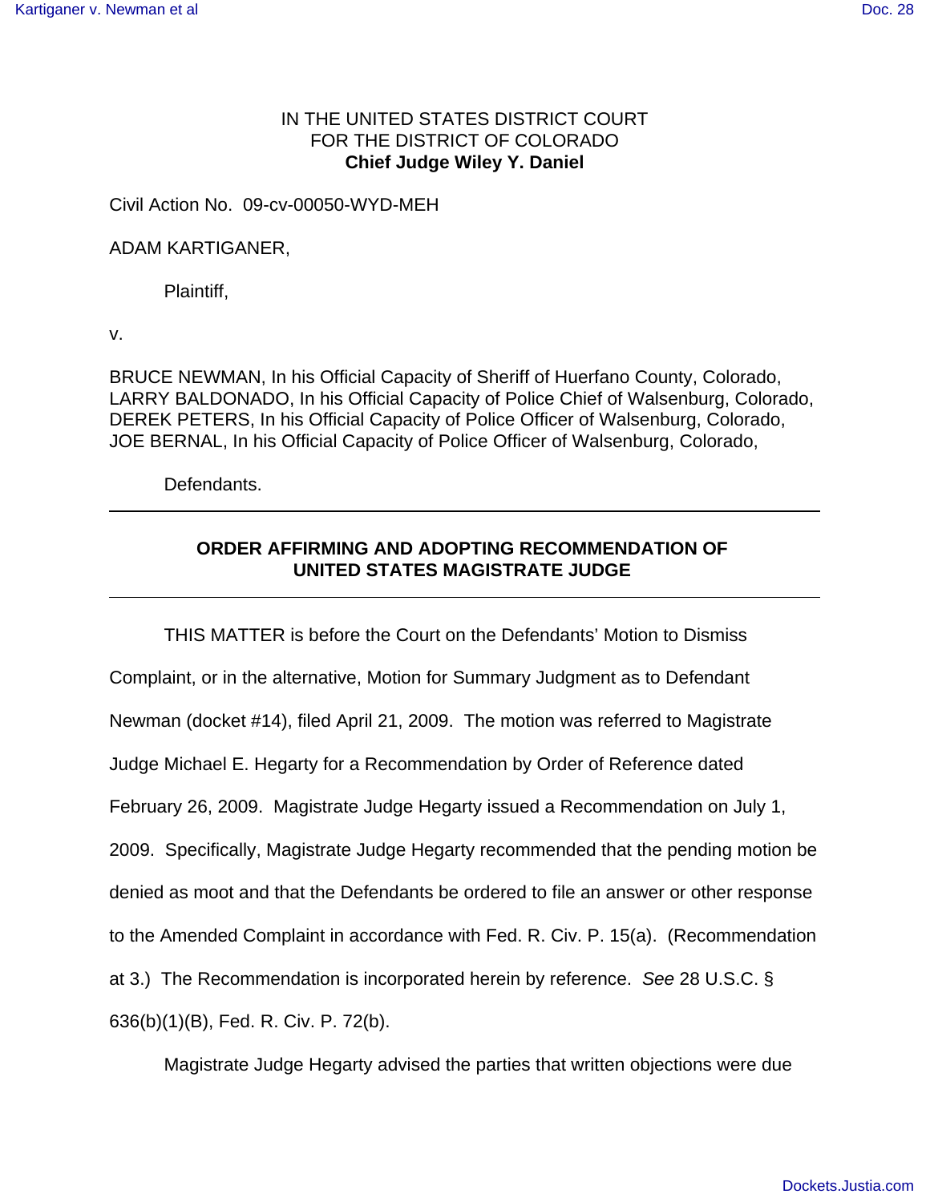IN THE UNITED STATES DISTRICT COURT
FOR THE DISTRICT OF COLORADO
**Chief Judge Wiley Y. Daniel**

Civil Action No. 09-cv-00050-WYD-MEH

ADAM KARTIGANER,

Plaintiff,

v.

BRUCE NEWMAN, In his Official Capacity of Sheriff of Huerfano County, Colorado,
LARRY BALDONADO, In his Official Capacity of Police Chief of Walsenburg, Colorado,
DEREK PETERS, In his Official Capacity of Police Officer of Walsenburg, Colorado,
JOE BERNAL, In his Official Capacity of Police Officer of Walsenburg, Colorado,

Defendants.

---

## ORDER AFFIRMING AND ADOPTING RECOMMENDATION OF UNITED STATES MAGISTRATE JUDGE

---

THIS MATTER is before the Court on the Defendants' Motion to Dismiss Complaint, or in the alternative, Motion for Summary Judgment as to Defendant Newman (docket #14), filed April 21, 2009. The motion was referred to Magistrate Judge Michael E. Hegarty for a Recommendation by Order of Reference dated February 26, 2009. Magistrate Judge Hegarty issued a Recommendation on July 1, 2009. Specifically, Magistrate Judge Hegarty recommended that the pending motion be denied as moot and that the Defendants be ordered to file an answer or other response to the Amended Complaint in accordance with Fed. R. Civ. P. 15(a). (Recommendation at 3.) The Recommendation is incorporated herein by reference. *See* 28 U.S.C. § 636(b)(1)(B), Fed. R. Civ. P. 72(b).

Magistrate Judge Hegarty advised the parties that written objections were due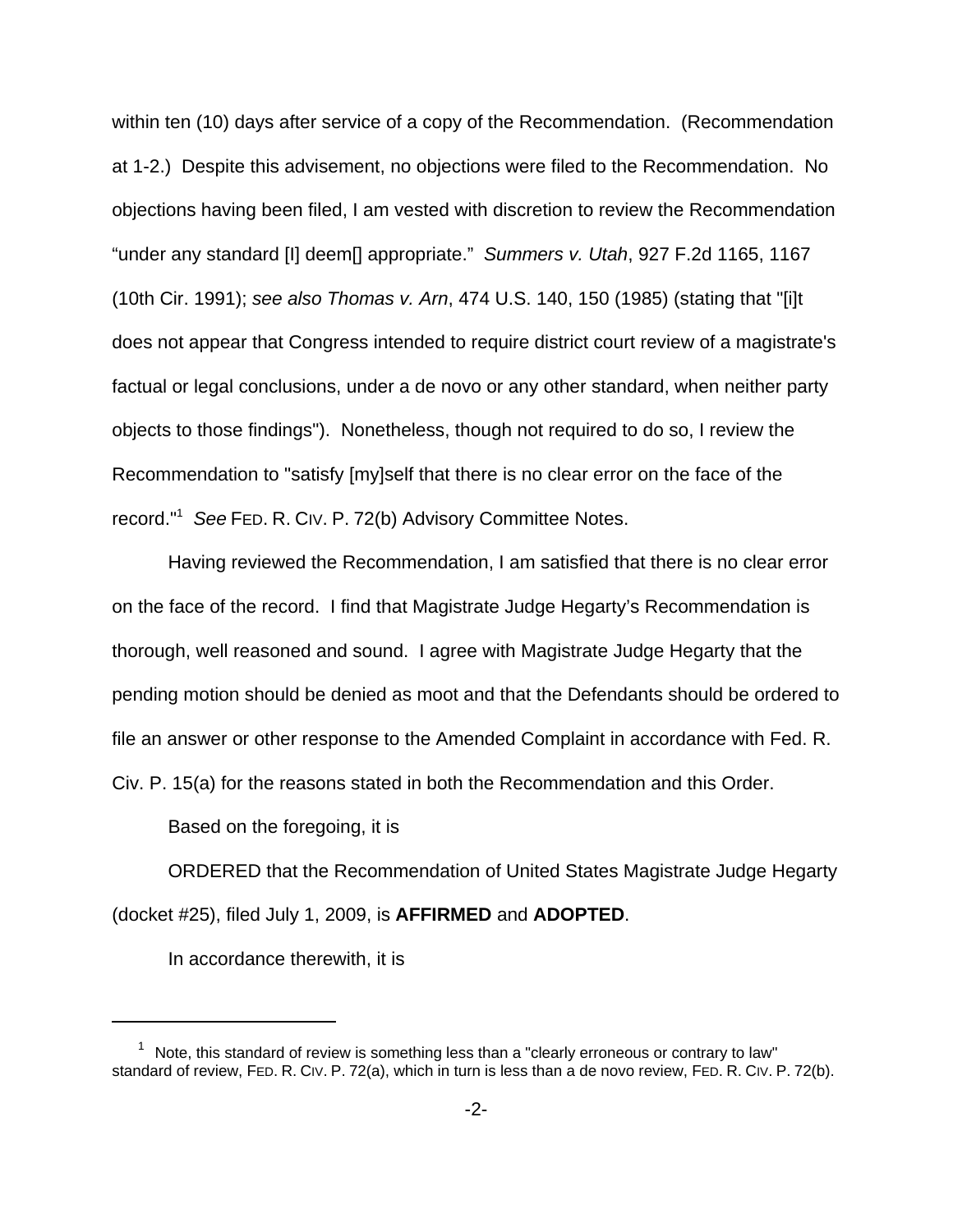within ten (10) days after service of a copy of the Recommendation. (Recommendation at 1-2.) Despite this advisement, no objections were filed to the Recommendation. No objections having been filed, I am vested with discretion to review the Recommendation "under any standard [I] deem[] appropriate." *Summers v. Utah*, 927 F.2d 1165, 1167 (10th Cir. 1991); *see also Thomas v. Arn*, 474 U.S. 140, 150 (1985) (stating that "[i]t does not appear that Congress intended to require district court review of a magistrate's factual or legal conclusions, under a de novo or any other standard, when neither party objects to those findings"). Nonetheless, though not required to do so, I review the Recommendation to "satisfy [my]self that there is no clear error on the face of the record."[1] *See* FED. R. CIV. P. 72(b) Advisory Committee Notes.

Having reviewed the Recommendation, I am satisfied that there is no clear error on the face of the record. I find that Magistrate Judge Hegarty's Recommendation is thorough, well reasoned and sound. I agree with Magistrate Judge Hegarty that the pending motion should be denied as moot and that the Defendants should be ordered to file an answer or other response to the Amended Complaint in accordance with Fed. R. Civ. P. 15(a) for the reasons stated in both the Recommendation and this Order.

Based on the foregoing, it is

ORDERED that the Recommendation of United States Magistrate Judge Hegarty (docket #25), filed July 1, 2009, is **AFFIRMED** and **ADOPTED**.

In accordance therewith, it is

---

[1] Note, this standard of review is something less than a "clearly erroneous or contrary to law" standard of review, FED. R. CIV. P. 72(a), which in turn is less than a de novo review, FED. R. CIV. P. 72(b).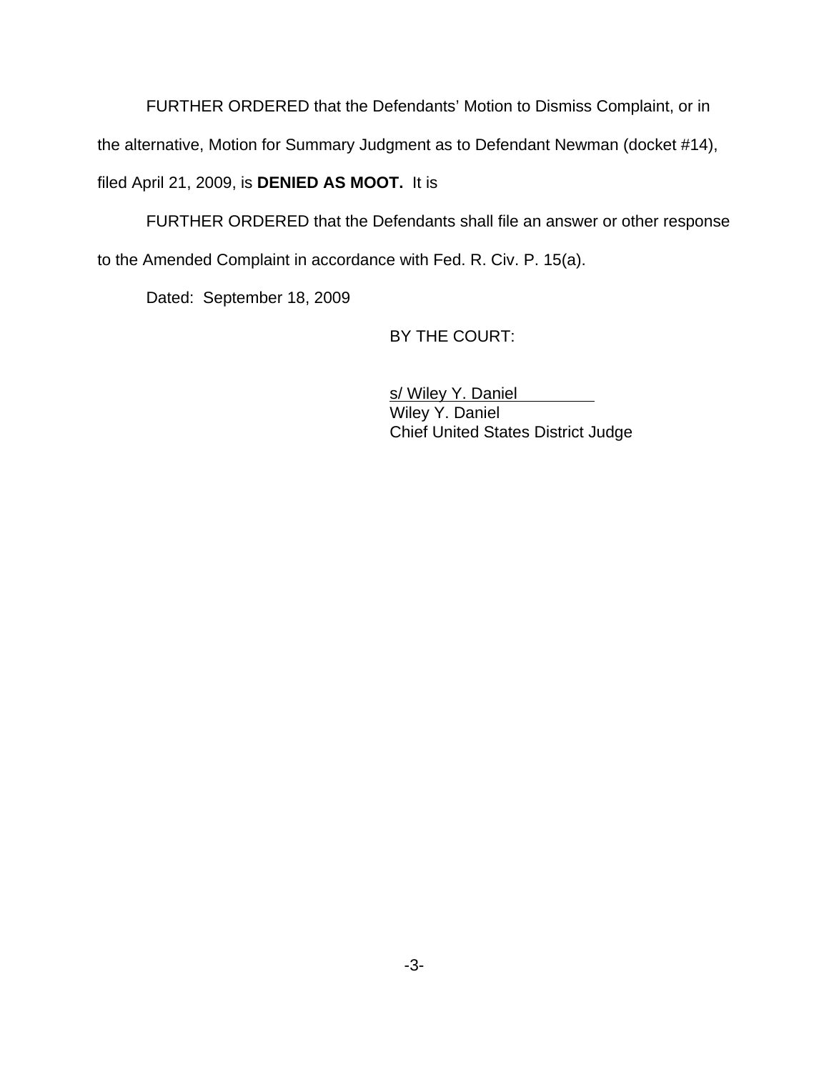FURTHER ORDERED that the Defendants' Motion to Dismiss Complaint, or in the alternative, Motion for Summary Judgment as to Defendant Newman (docket #14), filed April 21, 2009, is **DENIED AS MOOT.** It is

FURTHER ORDERED that the Defendants shall file an answer or other response to the Amended Complaint in accordance with Fed. R. Civ. P. 15(a).

Dated: September 18, 2009

BY THE COURT:

s/ Wiley Y. Daniel
Wiley Y. Daniel
Chief United States District Judge